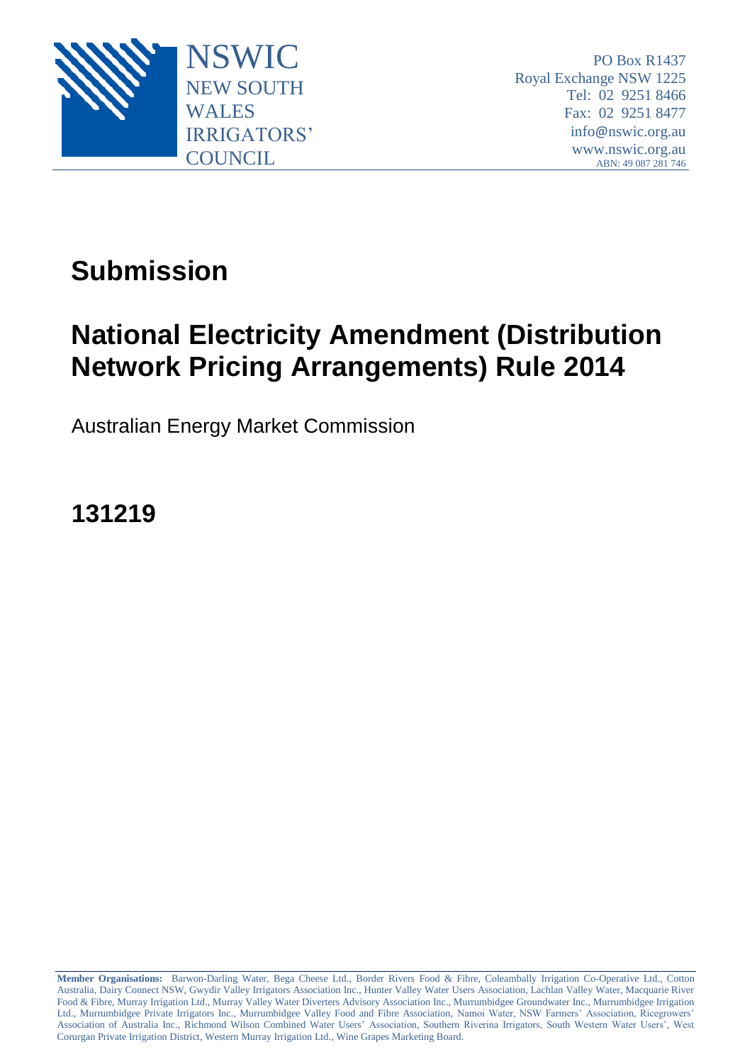NSWIC
NEW SOUTH WALES IRRIGATORS' COUNCIL

PO Box R1437
Royal Exchange NSW 1225
Tel: 02 9251 8466
Fax: 02 9251 8477
info@nswic.org.au
www.nswic.org.au
ABN: 49 087 281 746

# Submission

# National Electricity Amendment (Distribution Network Pricing Arrangements) Rule 2014

Australian Energy Market Commission

## 131219

**Member Organisations:** Barwon-Darling Water, Bega Cheese Ltd., Border Rivers Food & Fibre, Coleambally Irrigation Co-Operative Ltd., Cotton Australia, Dairy Connect NSW, Gwydir Valley Irrigators Association Inc., Hunter Valley Water Users Association, Lachlan Valley Water, Macquarie River Food & Fibre, Murray Irrigation Ltd., Murray Valley Water Diverters Advisory Association Inc., Murrumbidgee Groundwater Inc., Murrumbidgee Irrigation Ltd., Murrumbidgee Private Irrigators Inc., Murrumbidgee Valley Food and Fibre Association, Namoi Water, NSW Farmers' Association, Ricegrowers' Association of Australia Inc., Richmond Wilson Combined Water Users' Association, Southern Riverina Irrigators, South Western Water Users', West Corurgan Private Irrigation District, Western Murray Irrigation Ltd., Wine Grapes Marketing Board.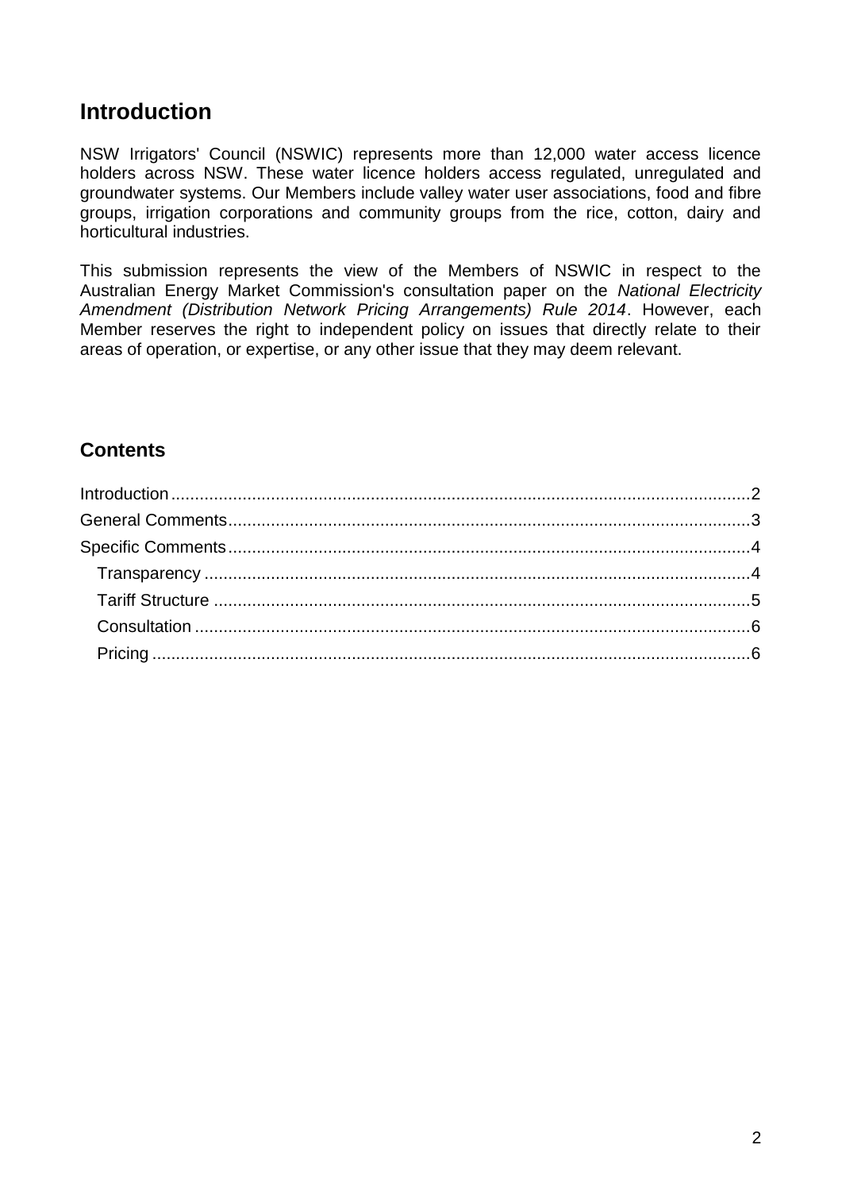## Introduction

NSW Irrigators' Council (NSWIC) represents more than 12,000 water access licence holders across NSW. These water licence holders access regulated, unregulated and groundwater systems. Our Members include valley water user associations, food and fibre groups, irrigation corporations and community groups from the rice, cotton, dairy and horticultural industries.

This submission represents the view of the Members of NSWIC in respect to the Australian Energy Market Commission's consultation paper on the *National Electricity Amendment (Distribution Network Pricing Arrangements) Rule 2014*. However, each Member reserves the right to independent policy on issues that directly relate to their areas of operation, or expertise, or any other issue that they may deem relevant.

## Contents

Introduction .......... 2
General Comments .......... 3
Specific Comments .......... 4
- Transparency .......... 4
- Tariff Structure .......... 5
- Consultation .......... 6
- Pricing .......... 6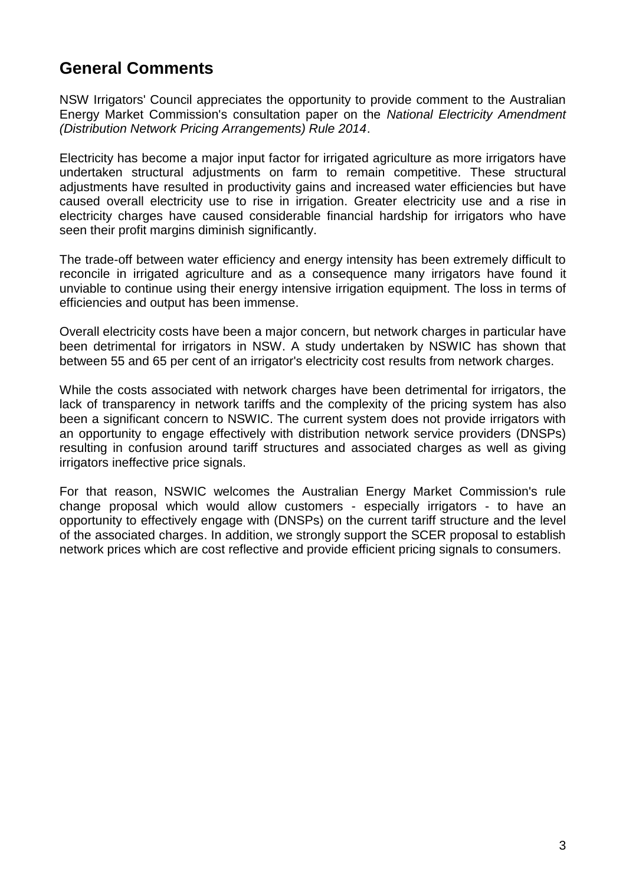## General Comments

NSW Irrigators' Council appreciates the opportunity to provide comment to the Australian Energy Market Commission's consultation paper on the *National Electricity Amendment (Distribution Network Pricing Arrangements) Rule 2014*.

Electricity has become a major input factor for irrigated agriculture as more irrigators have undertaken structural adjustments on farm to remain competitive. These structural adjustments have resulted in productivity gains and increased water efficiencies but have caused overall electricity use to rise in irrigation. Greater electricity use and a rise in electricity charges have caused considerable financial hardship for irrigators who have seen their profit margins diminish significantly.

The trade-off between water efficiency and energy intensity has been extremely difficult to reconcile in irrigated agriculture and as a consequence many irrigators have found it unviable to continue using their energy intensive irrigation equipment. The loss in terms of efficiencies and output has been immense.

Overall electricity costs have been a major concern, but network charges in particular have been detrimental for irrigators in NSW. A study undertaken by NSWIC has shown that between 55 and 65 per cent of an irrigator's electricity cost results from network charges.

While the costs associated with network charges have been detrimental for irrigators, the lack of transparency in network tariffs and the complexity of the pricing system has also been a significant concern to NSWIC. The current system does not provide irrigators with an opportunity to engage effectively with distribution network service providers (DNSPs) resulting in confusion around tariff structures and associated charges as well as giving irrigators ineffective price signals.

For that reason, NSWIC welcomes the Australian Energy Market Commission's rule change proposal which would allow customers - especially irrigators - to have an opportunity to effectively engage with (DNSPs) on the current tariff structure and the level of the associated charges. In addition, we strongly support the SCER proposal to establish network prices which are cost reflective and provide efficient pricing signals to consumers.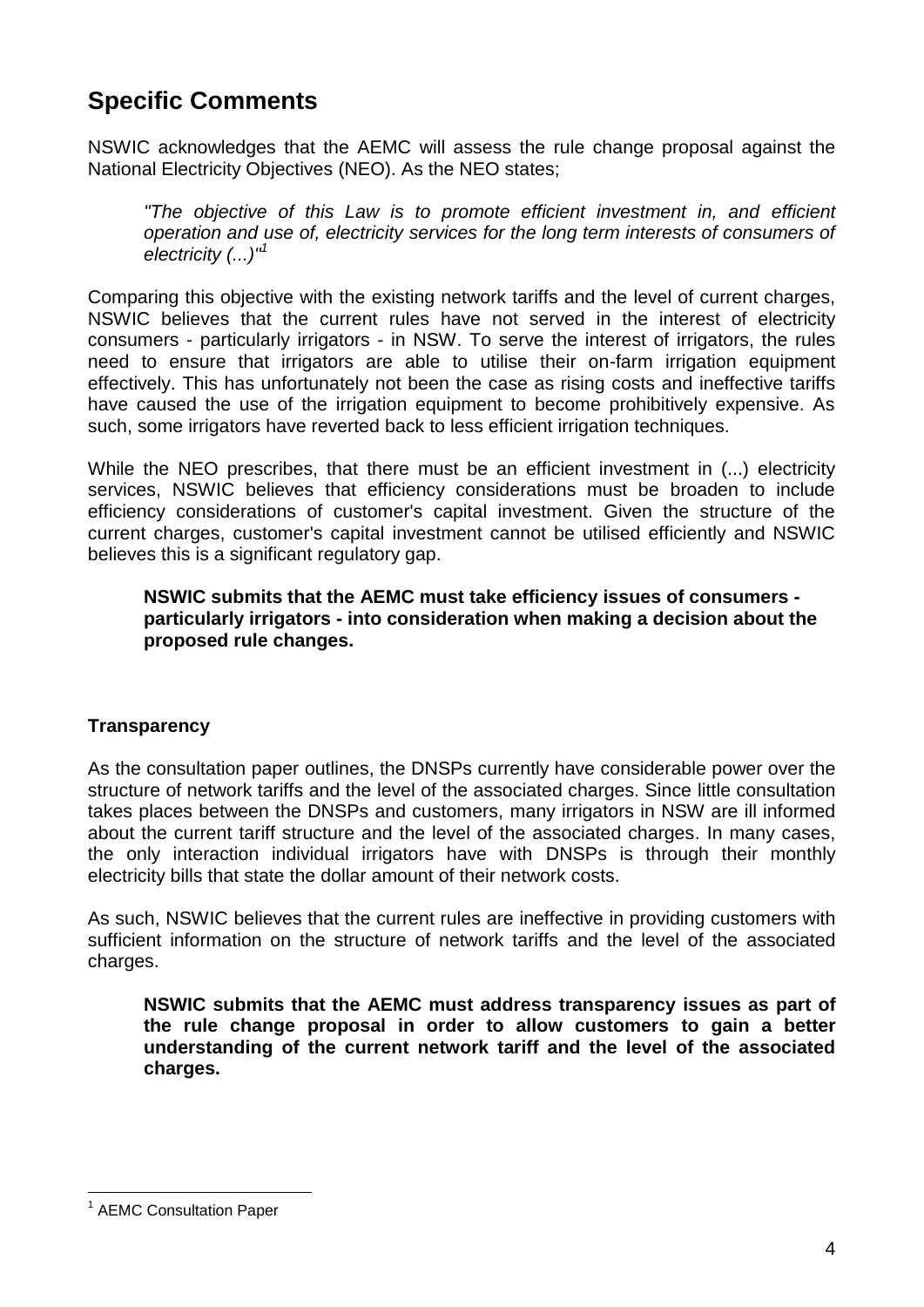## Specific Comments

NSWIC acknowledges that the AEMC will assess the rule change proposal against the National Electricity Objectives (NEO). As the NEO states;

> *"The objective of this Law is to promote efficient investment in, and efficient operation and use of, electricity services for the long term interests of consumers of electricity (...)"*[1]

Comparing this objective with the existing network tariffs and the level of current charges, NSWIC believes that the current rules have not served in the interest of electricity consumers - particularly irrigators - in NSW. To serve the interest of irrigators, the rules need to ensure that irrigators are able to utilise their on-farm irrigation equipment effectively. This has unfortunately not been the case as rising costs and ineffective tariffs have caused the use of the irrigation equipment to become prohibitively expensive. As such, some irrigators have reverted back to less efficient irrigation techniques.

While the NEO prescribes, that there must be an efficient investment in (...) electricity services, NSWIC believes that efficiency considerations must be broaden to include efficiency considerations of customer's capital investment. Given the structure of the current charges, customer's capital investment cannot be utilised efficiently and NSWIC believes this is a significant regulatory gap.

> **NSWIC submits that the AEMC must take efficiency issues of consumers - particularly irrigators - into consideration when making a decision about the proposed rule changes.**

### Transparency

As the consultation paper outlines, the DNSPs currently have considerable power over the structure of network tariffs and the level of the associated charges. Since little consultation takes places between the DNSPs and customers, many irrigators in NSW are ill informed about the current tariff structure and the level of the associated charges. In many cases, the only interaction individual irrigators have with DNSPs is through their monthly electricity bills that state the dollar amount of their network costs.

As such, NSWIC believes that the current rules are ineffective in providing customers with sufficient information on the structure of network tariffs and the level of the associated charges.

> **NSWIC submits that the AEMC must address transparency issues as part of the rule change proposal in order to allow customers to gain a better understanding of the current network tariff and the level of the associated charges.**

---

[1] AEMC Consultation Paper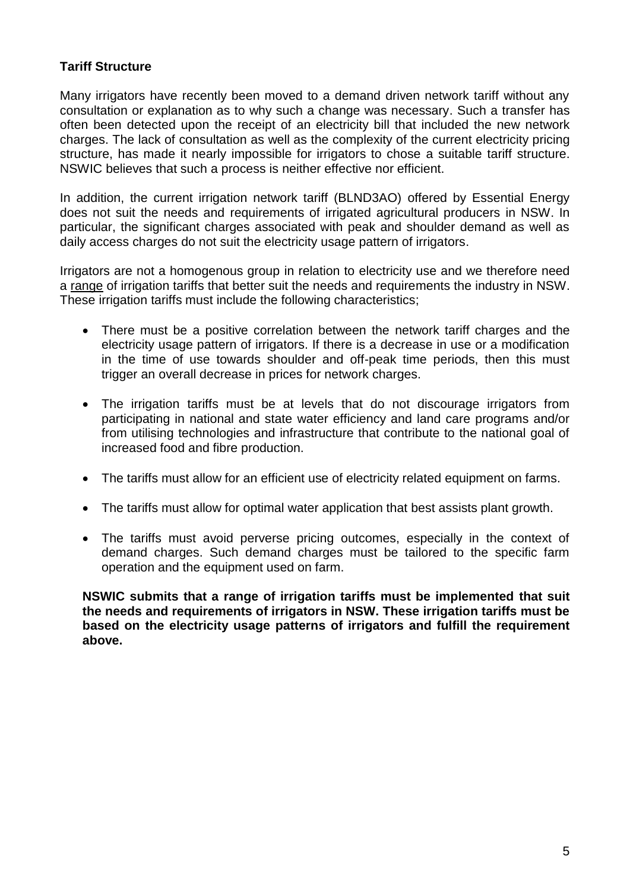**Tariff Structure**

Many irrigators have recently been moved to a demand driven network tariff without any consultation or explanation as to why such a change was necessary. Such a transfer has often been detected upon the receipt of an electricity bill that included the new network charges. The lack of consultation as well as the complexity of the current electricity pricing structure, has made it nearly impossible for irrigators to chose a suitable tariff structure. NSWIC believes that such a process is neither effective nor efficient.

In addition, the current irrigation network tariff (BLND3AO) offered by Essential Energy does not suit the needs and requirements of irrigated agricultural producers in NSW. In particular, the significant charges associated with peak and shoulder demand as well as daily access charges do not suit the electricity usage pattern of irrigators.

Irrigators are not a homogenous group in relation to electricity use and we therefore need a <u>range</u> of irrigation tariffs that better suit the needs and requirements the industry in NSW. These irrigation tariffs must include the following characteristics;

- There must be a positive correlation between the network tariff charges and the electricity usage pattern of irrigators. If there is a decrease in use or a modification in the time of use towards shoulder and off-peak time periods, then this must trigger an overall decrease in prices for network charges.
- The irrigation tariffs must be at levels that do not discourage irrigators from participating in national and state water efficiency and land care programs and/or from utilising technologies and infrastructure that contribute to the national goal of increased food and fibre production.
- The tariffs must allow for an efficient use of electricity related equipment on farms.
- The tariffs must allow for optimal water application that best assists plant growth.
- The tariffs must avoid perverse pricing outcomes, especially in the context of demand charges. Such demand charges must be tailored to the specific farm operation and the equipment used on farm.

**NSWIC submits that a range of irrigation tariffs must be implemented that suit the needs and requirements of irrigators in NSW. These irrigation tariffs must be based on the electricity usage patterns of irrigators and fulfill the requirement above.**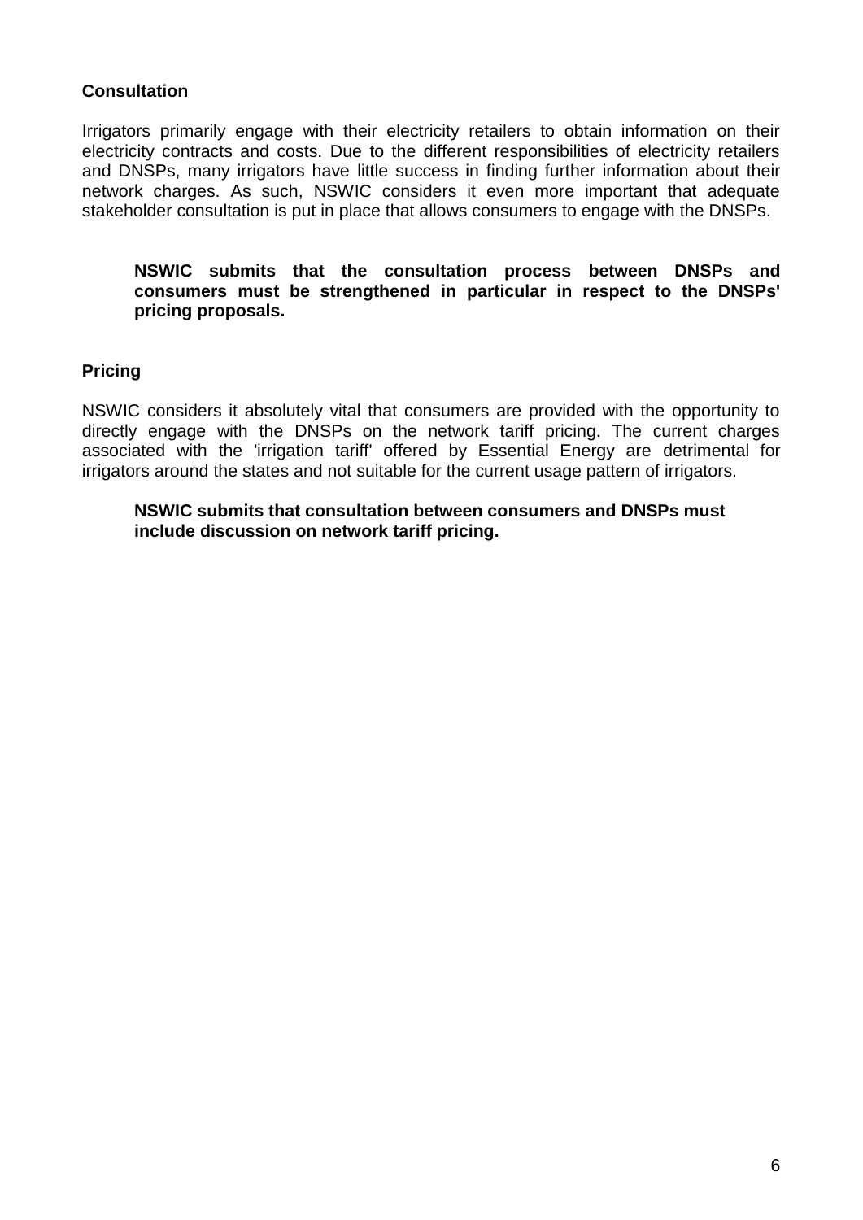**Consultation**

Irrigators primarily engage with their electricity retailers to obtain information on their electricity contracts and costs. Due to the different responsibilities of electricity retailers and DNSPs, many irrigators have little success in finding further information about their network charges. As such, NSWIC considers it even more important that adequate stakeholder consultation is put in place that allows consumers to engage with the DNSPs.

> **NSWIC submits that the consultation process between DNSPs and consumers must be strengthened in particular in respect to the DNSPs' pricing proposals.**

**Pricing**

NSWIC considers it absolutely vital that consumers are provided with the opportunity to directly engage with the DNSPs on the network tariff pricing. The current charges associated with the 'irrigation tariff' offered by Essential Energy are detrimental for irrigators around the states and not suitable for the current usage pattern of irrigators.

> **NSWIC submits that consultation between consumers and DNSPs must include discussion on network tariff pricing.**